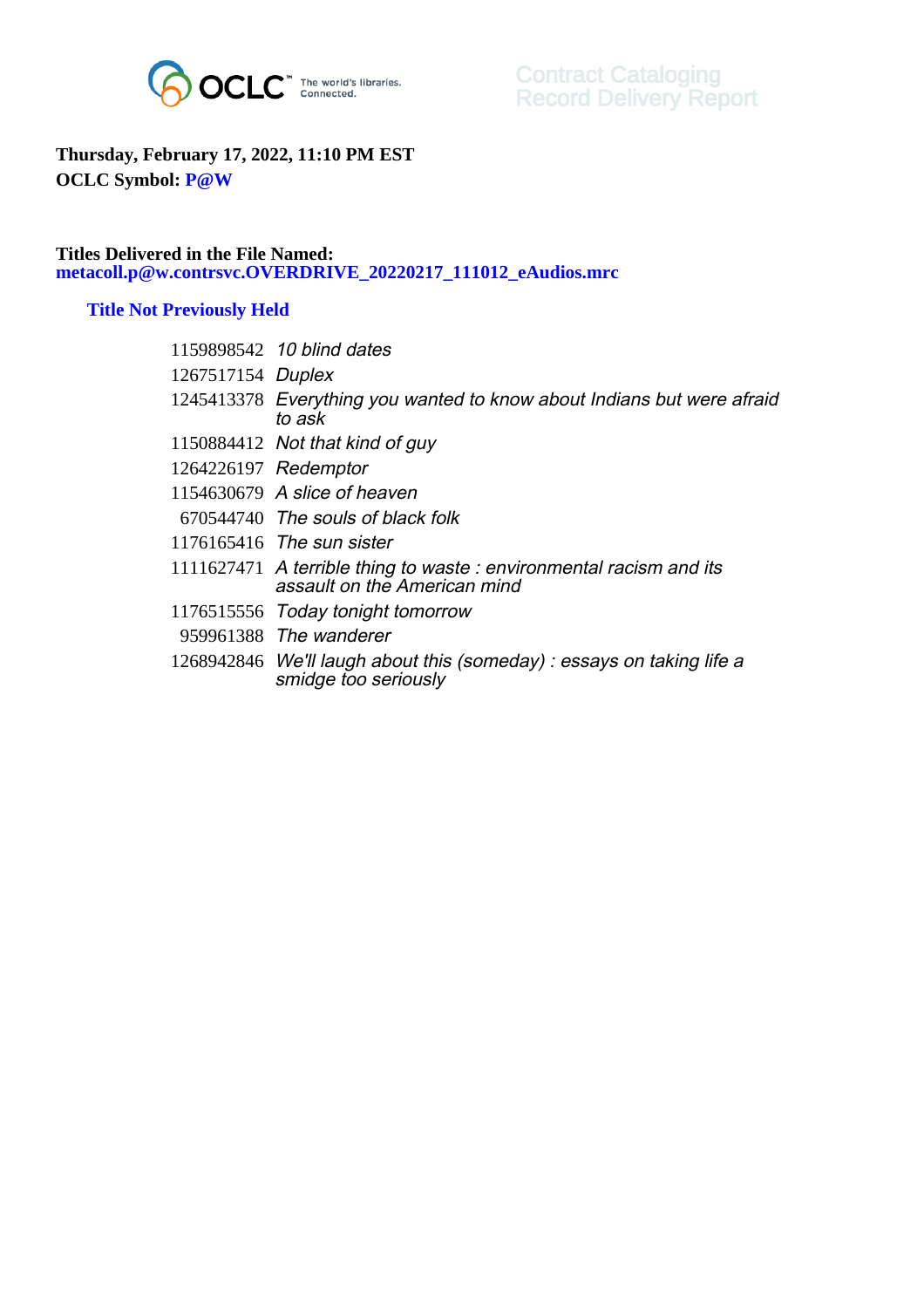OCLC The world's libraries. Connected.

Contract Cataloging
Record Delivery Report

**Thursday, February 17, 2022, 11:10 PM EST**
**OCLC Symbol: P@W**

**Titles Delivered in the File Named:**
**metacoll.p@w.contrsvc.OVERDRIVE_20220217_111012_eAudios.mrc**

### Title Not Previously Held

| | |
|---|---|
| 1159898542 | *10 blind dates* |
| 1267517154 | *Duplex* |
| 1245413378 | *Everything you wanted to know about Indians but were afraid to ask* |
| 1150884412 | *Not that kind of guy* |
| 1264226197 | *Redemptor* |
| 1154630679 | *A slice of heaven* |
| 670544740 | *The souls of black folk* |
| 1176165416 | *The sun sister* |
| 1111627471 | *A terrible thing to waste : environmental racism and its assault on the American mind* |
| 1176515556 | *Today tonight tomorrow* |
| 959961388 | *The wanderer* |
| 1268942846 | *We'll laugh about this (someday) : essays on taking life a smidge too seriously* |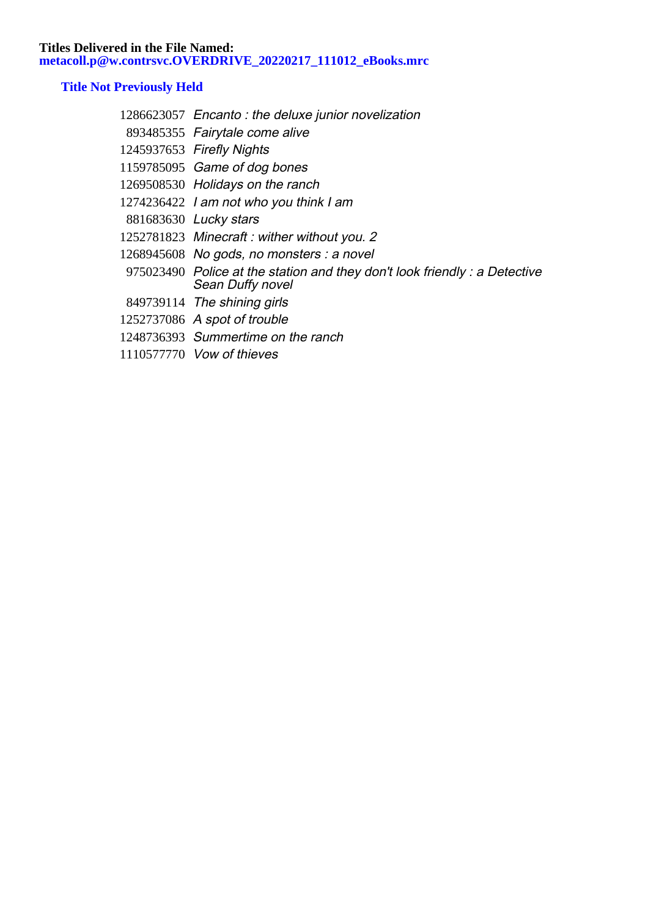**Titles Delivered in the File Named:**
**metacoll.p@w.contrsvc.OVERDRIVE_20220217_111012_eBooks.mrc**

### Title Not Previously Held

| | |
|---|---|
| 1286623057 | *Encanto : the deluxe junior novelization* |
| 893485355 | *Fairytale come alive* |
| 1245937653 | *Firefly Nights* |
| 1159785095 | *Game of dog bones* |
| 1269508530 | *Holidays on the ranch* |
| 1274236422 | *I am not who you think I am* |
| 881683630 | *Lucky stars* |
| 1252781823 | *Minecraft : wither without you. 2* |
| 1268945608 | *No gods, no monsters : a novel* |
| 975023490 | *Police at the station and they don't look friendly : a Detective Sean Duffy novel* |
| 849739114 | *The shining girls* |
| 1252737086 | *A spot of trouble* |
| 1248736393 | *Summertime on the ranch* |
| 1110577770 | *Vow of thieves* |